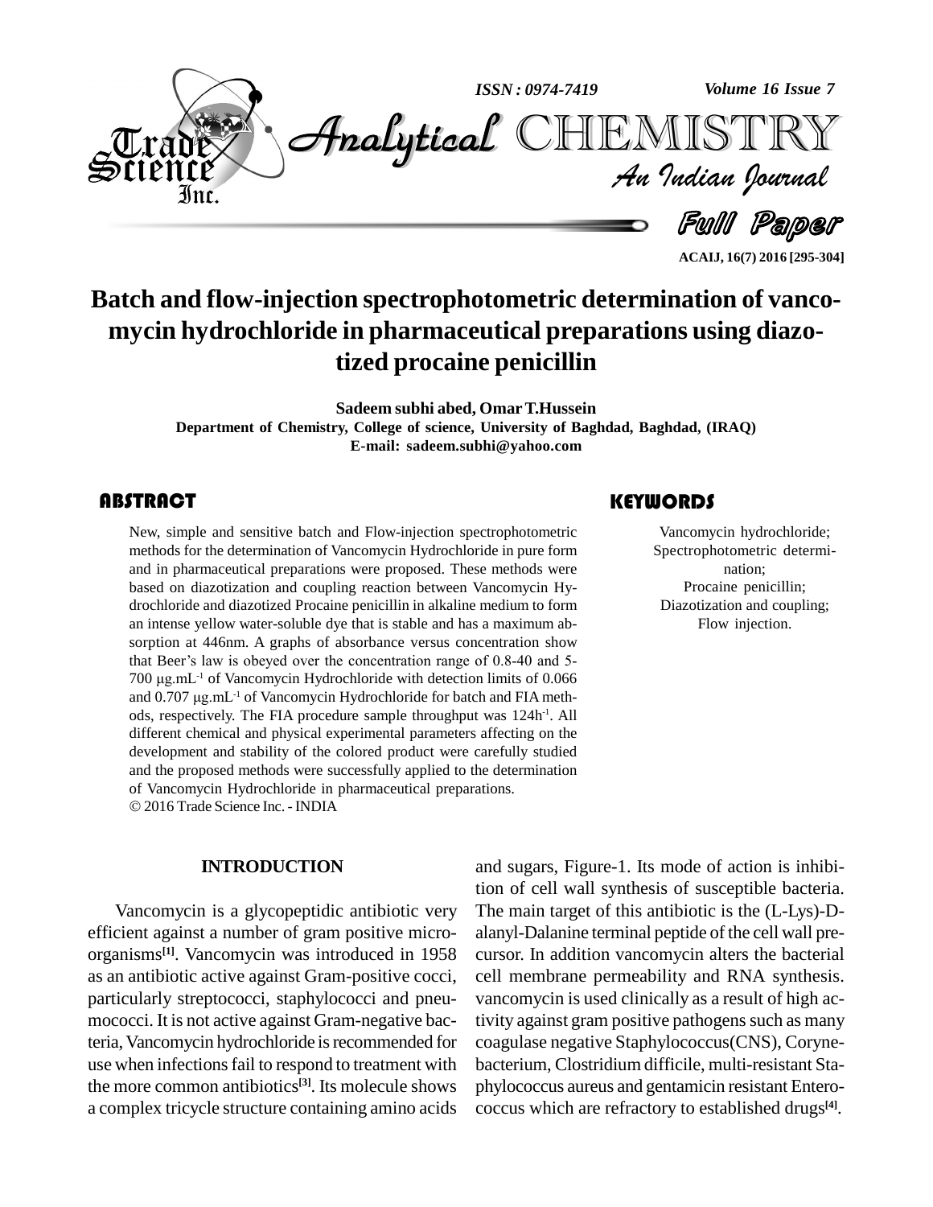# Batch and flow-injection spectrophotometric determination of vancomycin hydrochloride in pharmaceutical preparations using diazotized procaine penicillin

**Sadeem subhi abed, Omar T.Hussein**

**Department of Chemistry, College of science, University of Baghdad, Baghdad, (IRAQ)**

**E-mail: sadeem.subhi@yahoo.com**

## ABSTRACT

New, simple and sensitive batch and Flow-injection spectrophotometric methods for the determination of Vancomycin Hydrochloride in pure form and in pharmaceutical preparations were proposed. These methods were based on diazotization and coupling reaction between Vancomycin Hydrochloride and diazotized Procaine penicillin in alkaline medium to form an intense yellow water-soluble dye that is stable and has a maximum absorption at 446nm. A graphs of absorbance versus concentration show that Beer's law is obeyed over the concentration range of 0.8-40 and 5-700 μg.mL$^{-1}$ of Vancomycin Hydrochloride with detection limits of 0.066 and 0.707 μg.mL$^{-1}$ of Vancomycin Hydrochloride for batch and FIA methods, respectively. The FIA procedure sample throughput was 124h$^{-1}$. All different chemical and physical experimental parameters affecting on the development and stability of the colored product were carefully studied and the proposed methods were successfully applied to the determination of Vancomycin Hydrochloride in pharmaceutical preparations.

© 2016 Trade Science Inc. - INDIA

## KEYWORDS

Vancomycin hydrochloride;
Spectrophotometric determination;
Procaine penicillin;
Diazotization and coupling;
Flow injection.

## INTRODUCTION

Vancomycin is a glycopeptidic antibiotic very efficient against a number of gram positive microorganisms[1]. Vancomycin was introduced in 1958 as an antibiotic active against Gram-positive cocci, particularly streptococci, staphylococci and pneumococci. It is not active against Gram-negative bacteria, Vancomycin hydrochloride is recommended for use when infections fail to respond to treatment with the more common antibiotics[3]. Its molecule shows a complex tricycle structure containing amino acids and sugars, Figure-1. Its mode of action is inhibition of cell wall synthesis of susceptible bacteria. The main target of this antibiotic is the (L-Lys)-D-alanyl-Dalanine terminal peptide of the cell wall precursor. In addition vancomycin alters the bacterial cell membrane permeability and RNA synthesis. vancomycin is used clinically as a result of high activity against gram positive pathogens such as many coagulase negative Staphylococcus(CNS), Corynebacterium, Clostridium difficile, multi-resistant Staphylococcus aureus and gentamicin resistant Enterococcus which are refractory to established drugs[4].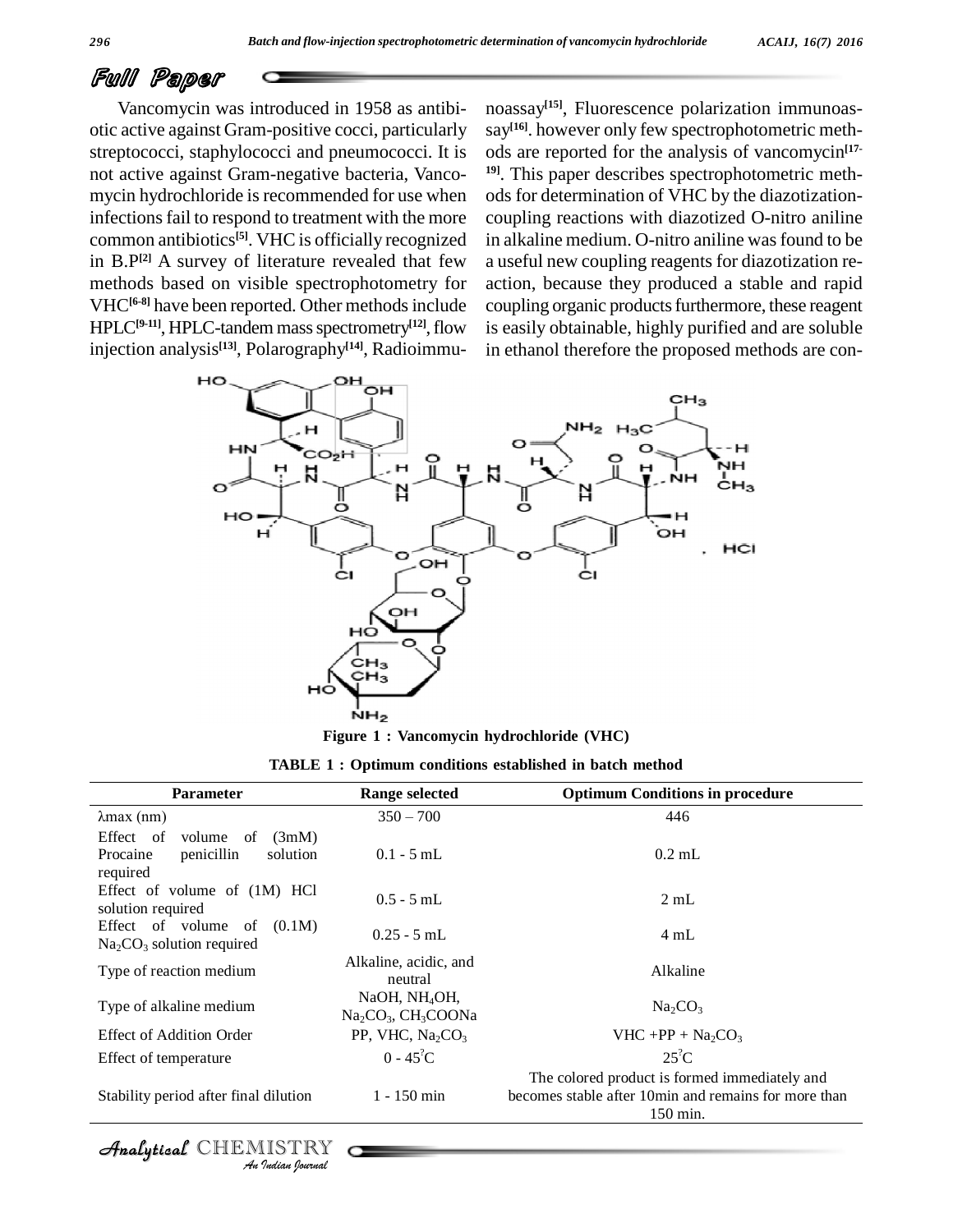Vancomycin was introduced in 1958 as antibiotic active against Gram-positive cocci, particularly streptococci, staphylococci and pneumococci. It is not active against Gram-negative bacteria, Vancomycin hydrochloride is recommended for use when infections fail to respond to treatment with the more common antibiotics[5]. VHC is officially recognized in B.P[2] A survey of literature revealed that few methods based on visible spectrophotometry for VHC[6-8] have been reported. Other methods include HPLC[9-11], HPLC-tandem mass spectrometry[12], flow injection analysis[13], Polarography[14], Radioimmunoassay[15], Fluorescence polarization immunoassay[16]. however only few spectrophotometric methods are reported for the analysis of vancomycin[17-19]. This paper describes spectrophotometric methods for determination of VHC by the diazotization-coupling reactions with diazotized O-nitro aniline in alkaline medium. O-nitro aniline was found to be a useful new coupling reagents for diazotization reaction, because they produced a stable and rapid coupling organic products furthermore, these reagent is easily obtainable, highly purified and are soluble in ethanol therefore the proposed methods are con-

**Figure 1 : Vancomycin hydrochloride (VHC)**

**TABLE 1 : Optimum conditions established in batch method**

| Parameter | Range selected | Optimum Conditions in procedure |
|---|---|---|
| λmax (nm) | 350 – 700 | 446 |
| Effect of volume of (3mM) Procaine penicillin solution required | 0.1 - 5 mL | 0.2 mL |
| Effect of volume of (1M) HCl solution required | 0.5 - 5 mL | 2 mL |
| Effect of volume of (0.1M) $Na_2CO_3$ solution required | 0.25 - 5 mL | 4 mL |
| Type of reaction medium | Alkaline, acidic, and neutral | Alkaline |
| Type of alkaline medium | NaOH, $NH_4OH$, $Na_2CO_3$, $CH_3COONa$ | $Na_2CO_3$ |
| Effect of Addition Order | PP, VHC, $Na_2CO_3$ | VHC +PP + $Na_2CO_3$ |
| Effect of temperature | 0 - 45°C | 25°C |
| Stability period after final dilution | 1 - 150 min | The colored product is formed immediately and becomes stable after 10min and remains for more than 150 min. |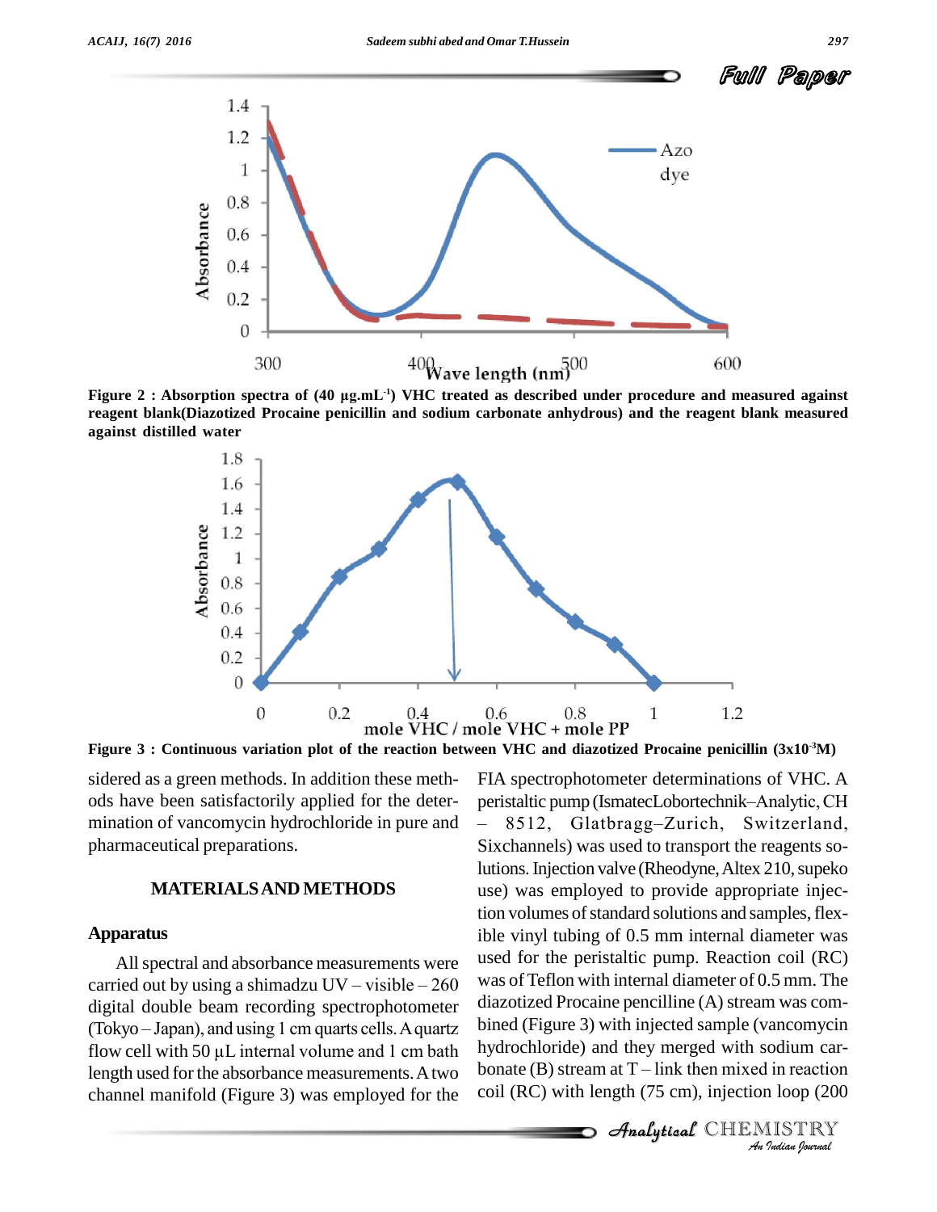Figure 2 : Absorption spectra of (40 µg.mL$^{-1}$) VHC treated as described under procedure and measured against reagent blank(Diazotized Procaine penicillin and sodium carbonate anhydrous) and the reagent blank measured against distilled water

Figure 3 : Continuous variation plot of the reaction between VHC and diazotized Procaine penicillin (3x10$^{-3}$M)

sidered as a green methods. In addition these methods have been satisfactorily applied for the determination of vancomycin hydrochloride in pure and pharmaceutical preparations.

## MATERIALS AND METHODS

### Apparatus

All spectral and absorbance measurements were carried out by using a shimadzu UV – visible – 260 digital double beam recording spectrophotometer (Tokyo – Japan), and using 1 cm quarts cells. A quartz flow cell with 50 µL internal volume and 1 cm bath length used for the absorbance measurements. A two channel manifold (Figure 3) was employed for the FIA spectrophotometer determinations of VHC. A peristaltic pump (IsmatecLobortechnik–Analytic, CH – 8512, Glatbragg–Zurich, Switzerland, Sixchannels) was used to transport the reagents solutions. Injection valve (Rheodyne, Altex 210, supeko use) was employed to provide appropriate injection volumes of standard solutions and samples, flexible vinyl tubing of 0.5 mm internal diameter was used for the peristaltic pump. Reaction coil (RC) was of Teflon with internal diameter of 0.5 mm. The diazotized Procaine pencilline (A) stream was combined (Figure 3) with injected sample (vancomycin hydrochloride) and they merged with sodium carbonate (B) stream at T – link then mixed in reaction coil (RC) with length (75 cm), injection loop (200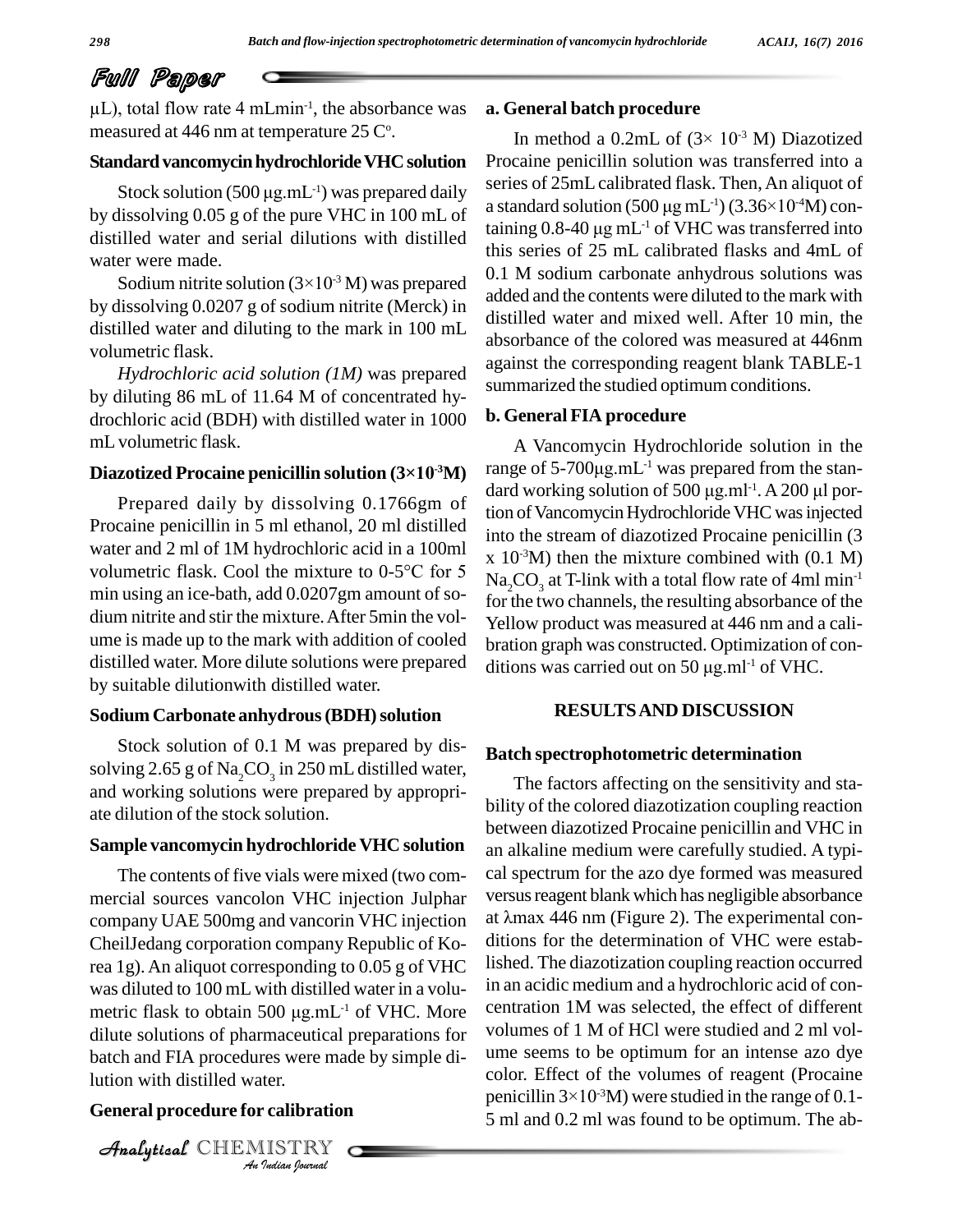µL), total flow rate 4 mLmin$^{-1}$, the absorbance was measured at 446 nm at temperature 25 C$^{o}$.

### Standard vancomycin hydrochloride VHC solution

Stock solution (500 µg.mL$^{-1}$) was prepared daily by dissolving 0.05 g of the pure VHC in 100 mL of distilled water and serial dilutions with distilled water were made.

Sodium nitrite solution ($3\times10^{-3}$ M) was prepared by dissolving 0.0207 g of sodium nitrite (Merck) in distilled water and diluting to the mark in 100 mL volumetric flask.

*Hydrochloric acid solution (1M)* was prepared by diluting 86 mL of 11.64 M of concentrated hydrochloric acid (BDH) with distilled water in 1000 mL volumetric flask.

### Diazotized Procaine penicillin solution ($3\times10^{-3}$M)

Prepared daily by dissolving 0.1766gm of Procaine penicillin in 5 ml ethanol, 20 ml distilled water and 2 ml of 1M hydrochloric acid in a 100ml volumetric flask. Cool the mixture to 0-5°C for 5 min using an ice-bath, add 0.0207gm amount of sodium nitrite and stir the mixture. After 5min the volume is made up to the mark with addition of cooled distilled water. More dilute solutions were prepared by suitable dilutionwith distilled water.

### Sodium Carbonate anhydrous (BDH) solution

Stock solution of 0.1 M was prepared by dissolving 2.65 g of $Na_2CO_3$ in 250 mL distilled water, and working solutions were prepared by appropriate dilution of the stock solution.

### Sample vancomycin hydrochloride VHC solution

The contents of five vials were mixed (two commercial sources vancolon VHC injection Julphar company UAE 500mg and vancorin VHC injection CheilJedang corporation company Republic of Korea 1g). An aliquot corresponding to 0.05 g of VHC was diluted to 100 mL with distilled water in a volumetric flask to obtain 500 µg.mL$^{-1}$ of VHC. More dilute solutions of pharmaceutical preparations for batch and FIA procedures were made by simple dilution with distilled water.

### General procedure for calibration

#### a. General batch procedure

In method a 0.2mL of ($3\times 10^{-3}$ M) Diazotized Procaine penicillin solution was transferred into a series of 25mL calibrated flask. Then, An aliquot of a standard solution (500 µg mL$^{-1}$) ($3.36\times10^{-4}$M) containing 0.8-40 µg mL$^{-1}$ of VHC was transferred into this series of 25 mL calibrated flasks and 4mL of 0.1 M sodium carbonate anhydrous solutions was added and the contents were diluted to the mark with distilled water and mixed well. After 10 min, the absorbance of the colored was measured at 446nm against the corresponding reagent blank TABLE-1 summarized the studied optimum conditions.

#### b. General FIA procedure

A Vancomycin Hydrochloride solution in the range of 5-700µg.mL$^{-1}$ was prepared from the standard working solution of 500 µg.ml$^{-1}$. A 200 µl portion of Vancomycin Hydrochloride VHC was injected into the stream of diazotized Procaine penicillin ($3 \times 10^{-3}$M) then the mixture combined with (0.1 M) $Na_2CO_3$ at T-link with a total flow rate of 4ml min$^{-1}$ for the two channels, the resulting absorbance of the Yellow product was measured at 446 nm and a calibration graph was constructed. Optimization of conditions was carried out on 50 µg.ml$^{-1}$ of VHC.

## RESULTS AND DISCUSSION

### Batch spectrophotometric determination

The factors affecting on the sensitivity and stability of the colored diazotization coupling reaction between diazotized Procaine penicillin and VHC in an alkaline medium were carefully studied. A typical spectrum for the azo dye formed was measured versus reagent blank which has negligible absorbance at λmax 446 nm (Figure 2). The experimental conditions for the determination of VHC were established. The diazotization coupling reaction occurred in an acidic medium and a hydrochloric acid of concentration 1M was selected, the effect of different volumes of 1 M of HCl were studied and 2 ml volume seems to be optimum for an intense azo dye color. Effect of the volumes of reagent (Procaine penicillin $3\times10^{-3}$M) were studied in the range of 0.1-5 ml and 0.2 ml was found to be optimum. The ab-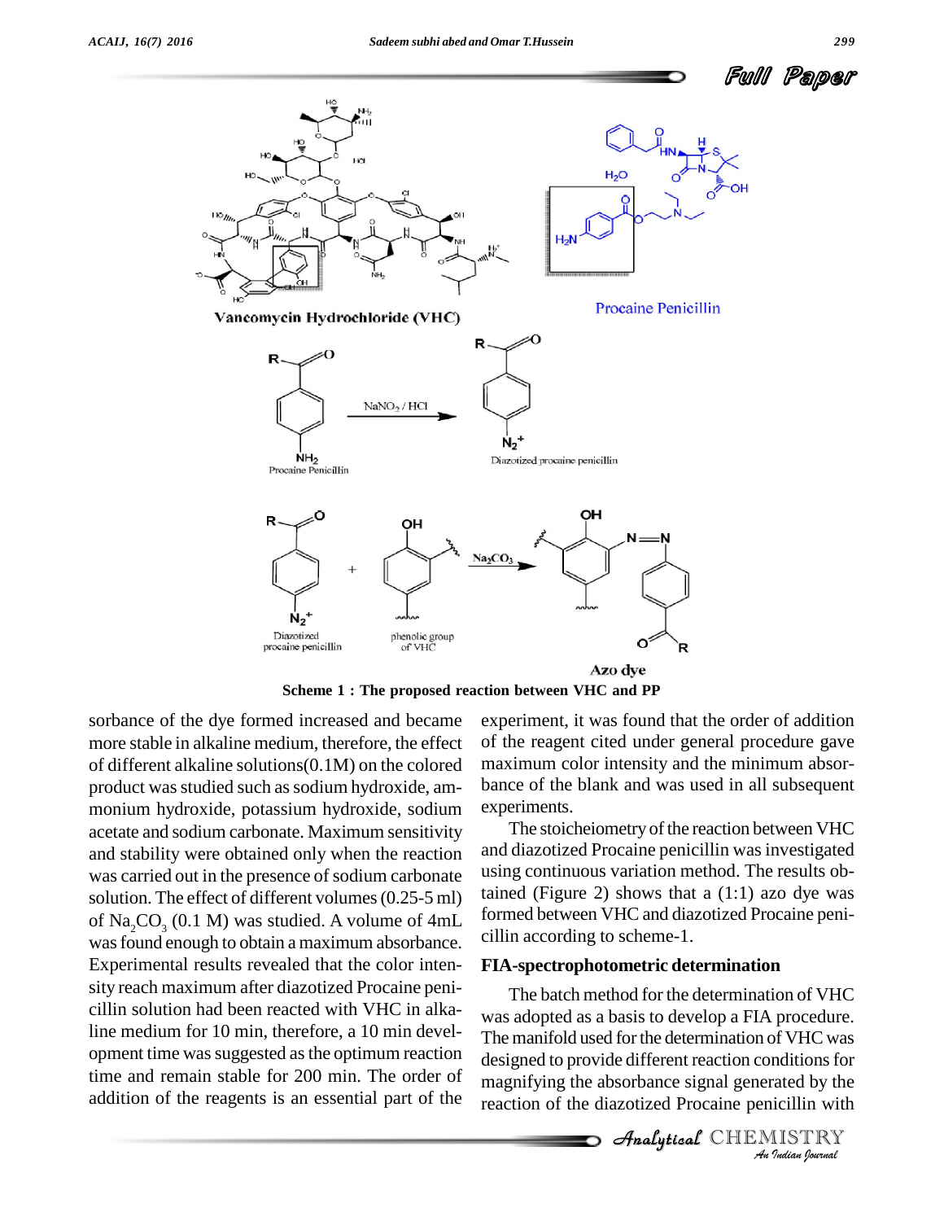**Scheme 1 : The proposed reaction between VHC and PP**

sorbance of the dye formed increased and became more stable in alkaline medium, therefore, the effect of different alkaline solutions(0.1M) on the colored product was studied such as sodium hydroxide, ammonium hydroxide, potassium hydroxide, sodium acetate and sodium carbonate. Maximum sensitivity and stability were obtained only when the reaction was carried out in the presence of sodium carbonate solution. The effect of different volumes (0.25-5 ml) of $Na_2CO_3$ (0.1 M) was studied. A volume of 4mL was found enough to obtain a maximum absorbance. Experimental results revealed that the color intensity reach maximum after diazotized Procaine penicillin solution had been reacted with VHC in alkaline medium for 10 min, therefore, a 10 min development time was suggested as the optimum reaction time and remain stable for 200 min. The order of addition of the reagents is an essential part of the experiment, it was found that the order of addition of the reagent cited under general procedure gave maximum color intensity and the minimum absorbance of the blank and was used in all subsequent experiments.

The stoicheiometry of the reaction between VHC and diazotized Procaine penicillin was investigated using continuous variation method. The results obtained (Figure 2) shows that a (1:1) azo dye was formed between VHC and diazotized Procaine penicillin according to scheme-1.

### FIA-spectrophotometric determination

The batch method for the determination of VHC was adopted as a basis to develop a FIA procedure. The manifold used for the determination of VHC was designed to provide different reaction conditions for magnifying the absorbance signal generated by the reaction of the diazotized Procaine penicillin with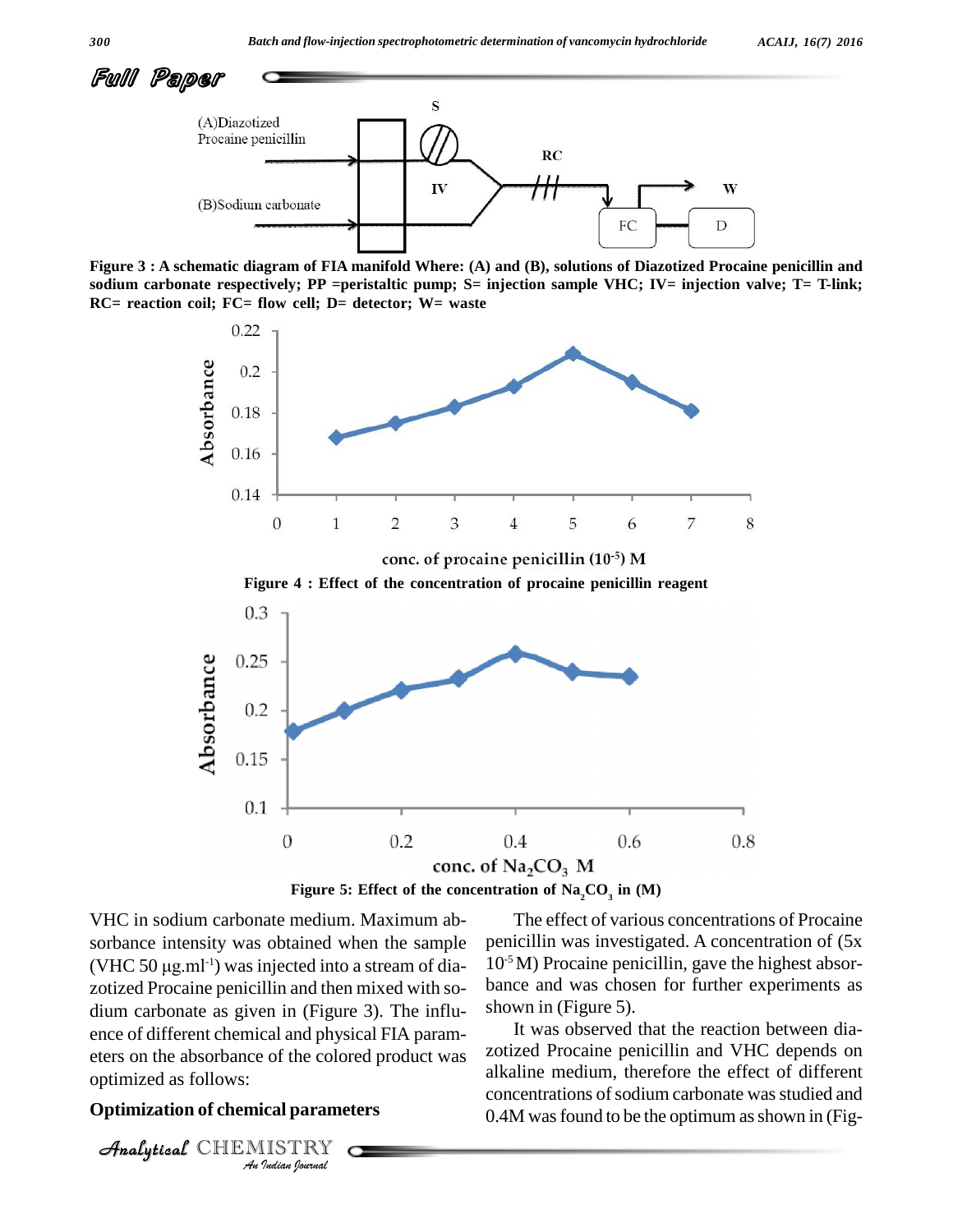Figure 3 : A schematic diagram of FIA manifold Where: (A) and (B), solutions of Diazotized Procaine penicillin and sodium carbonate respectively; PP =peristaltic pump; S= injection sample VHC; IV= injection valve; T= T-link; RC= reaction coil; FC= flow cell; D= detector; W= waste

Figure 4 : Effect of the concentration of procaine penicillin reagent

Figure 5: Effect of the concentration of $Na_2CO_3$ in (M)

VHC in sodium carbonate medium. Maximum absorbance intensity was obtained when the sample (VHC 50 μg.ml$^{-1}$) was injected into a stream of diazotized Procaine penicillin and then mixed with sodium carbonate as given in (Figure 3). The influence of different chemical and physical FIA parameters on the absorbance of the colored product was optimized as follows:

## Optimization of chemical parameters

The effect of various concentrations of Procaine penicillin was investigated. A concentration of (5x $10^{-5}$ M) Procaine penicillin, gave the highest absorbance and was chosen for further experiments as shown in (Figure 5).

It was observed that the reaction between diazotized Procaine penicillin and VHC depends on alkaline medium, therefore the effect of different concentrations of sodium carbonate was studied and 0.4M was found to be the optimum as shown in (Fig-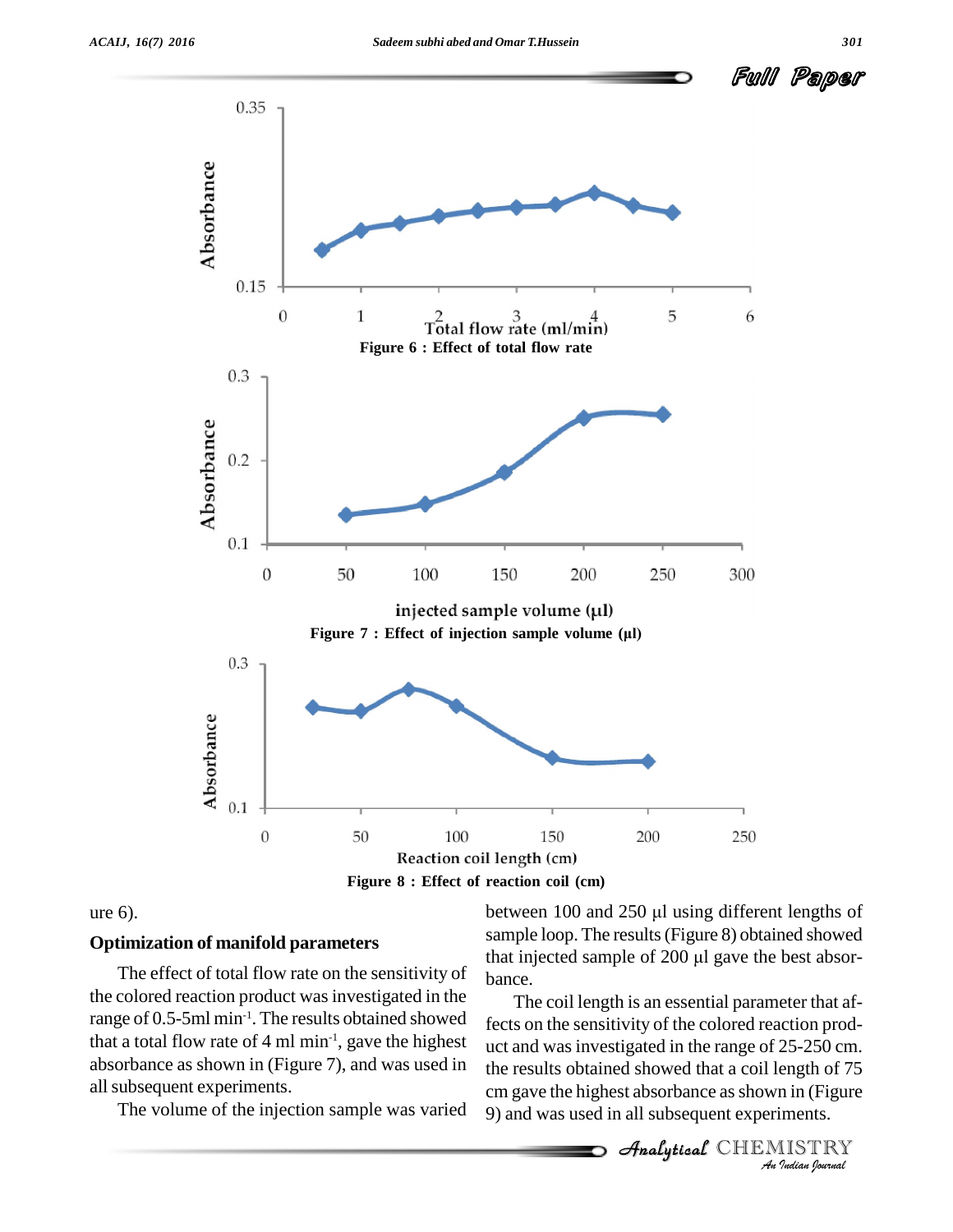Figure 6 : Effect of total flow rate

Figure 7 : Effect of injection sample volume (µl)

Figure 8 : Effect of reaction coil (cm)

ure 6).

### Optimization of manifold parameters

The effect of total flow rate on the sensitivity of the colored reaction product was investigated in the range of 0.5-5ml $min^{-1}$. The results obtained showed that a total flow rate of 4 ml $min^{-1}$, gave the highest absorbance as shown in (Figure 7), and was used in all subsequent experiments.

The volume of the injection sample was varied between 100 and 250 µl using different lengths of sample loop. The results (Figure 8) obtained showed that injected sample of 200 µl gave the best absorbance.

The coil length is an essential parameter that affects on the sensitivity of the colored reaction product and was investigated in the range of 25-250 cm. the results obtained showed that a coil length of 75 cm gave the highest absorbance as shown in (Figure 9) and was used in all subsequent experiments.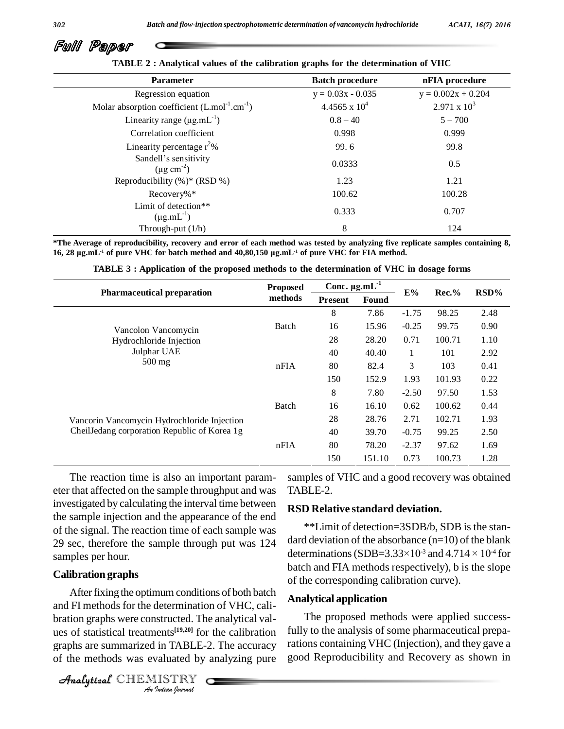TABLE 2 : Analytical values of the calibration graphs for the determination of VHC

| Parameter | Batch procedure | nFIA procedure |
|---|---|---|
| Regression equation | y = 0.03x - 0.035 | y = 0.002x + 0.204 |
| Molar absorption coefficient ($L.mol^{-1}.cm^{-1}$) | 4.4565 x $10^4$ | 2.971 x $10^3$ |
| Linearity range ($\mu g.mL^{-1}$) | 0.8 – 40 | 5 – 700 |
| Correlation coefficient | 0.998 | 0.999 |
| Linearity percentage $r^2$% | 99. 6 | 99.8 |
| Sandell's sensitivity ($\mu g\ cm^{-2}$) | 0.0333 | 0.5 |
| Reproducibility (%)* (RSD %) | 1.23 | 1.21 |
| Recovery%* | 100.62 | 100.28 |
| Limit of detection** ($\mu g.mL^{-1}$) | 0.333 | 0.707 |
| Through-put (1/h) | 8 | 124 |

*The Average of reproducibility, recovery and error of each method was tested by analyzing five replicate samples containing 8, 16, 28 $\mu g.mL^{-1}$ of pure VHC for batch method and 40,80,150 $\mu g.mL^{-1}$ of pure VHC for FIA method.

TABLE 3 : Application of the proposed methods to the determination of VHC in dosage forms

| Pharmaceutical preparation | Proposed methods | Conc. $\mu g.mL^{-1}$ | | E% | Rec.% | RSD% |
|---|---|---|---|---|---|---|
| | | Present | Found | | | |
| Vancolon Vancomycin Hydrochloride Injection Julphar UAE 500 mg | Batch | 8 | 7.86 | -1.75 | 98.25 | 2.48 |
| | | 16 | 15.96 | -0.25 | 99.75 | 0.90 |
| | | 28 | 28.20 | 0.71 | 100.71 | 1.10 |
| | nFIA | 40 | 40.40 | 1 | 101 | 2.92 |
| | | 80 | 82.4 | 3 | 103 | 0.41 |
| | | 150 | 152.9 | 1.93 | 101.93 | 0.22 |
| Vancorin Vancomycin Hydrochloride Injection CheilJedang corporation Republic of Korea 1g | Batch | 8 | 7.80 | -2.50 | 97.50 | 1.53 |
| | | 16 | 16.10 | 0.62 | 100.62 | 0.44 |
| | | 28 | 28.76 | 2.71 | 102.71 | 1.93 |
| | nFIA | 40 | 39.70 | -0.75 | 99.25 | 2.50 |
| | | 80 | 78.20 | -2.37 | 97.62 | 1.69 |
| | | 150 | 151.10 | 0.73 | 100.73 | 1.28 |

The reaction time is also an important parameter that affected on the sample throughput and was investigated by calculating the interval time between the sample injection and the appearance of the end of the signal. The reaction time of each sample was 29 sec, therefore the sample through put was 124 samples per hour.

## Calibration graphs

After fixing the optimum conditions of both batch and FI methods for the determination of VHC, calibration graphs were constructed. The analytical values of statistical treatments[19,20] for the calibration graphs are summarized in TABLE-2. The accuracy of the methods was evaluated by analyzing pure samples of VHC and a good recovery was obtained TABLE-2.

**RSD Relative standard deviation.**

**Limit of detection=3SDB/b, SDB is the standard deviation of the absorbance (n=10) of the blank determinations (SDB=$3.33\times10^{-3}$ and $4.714\times10^{-4}$ for batch and FIA methods respectively), b is the slope of the corresponding calibration curve).

## Analytical application

The proposed methods were applied successfully to the analysis of some pharmaceutical preparations containing VHC (Injection), and they gave a good Reproducibility and Recovery as shown in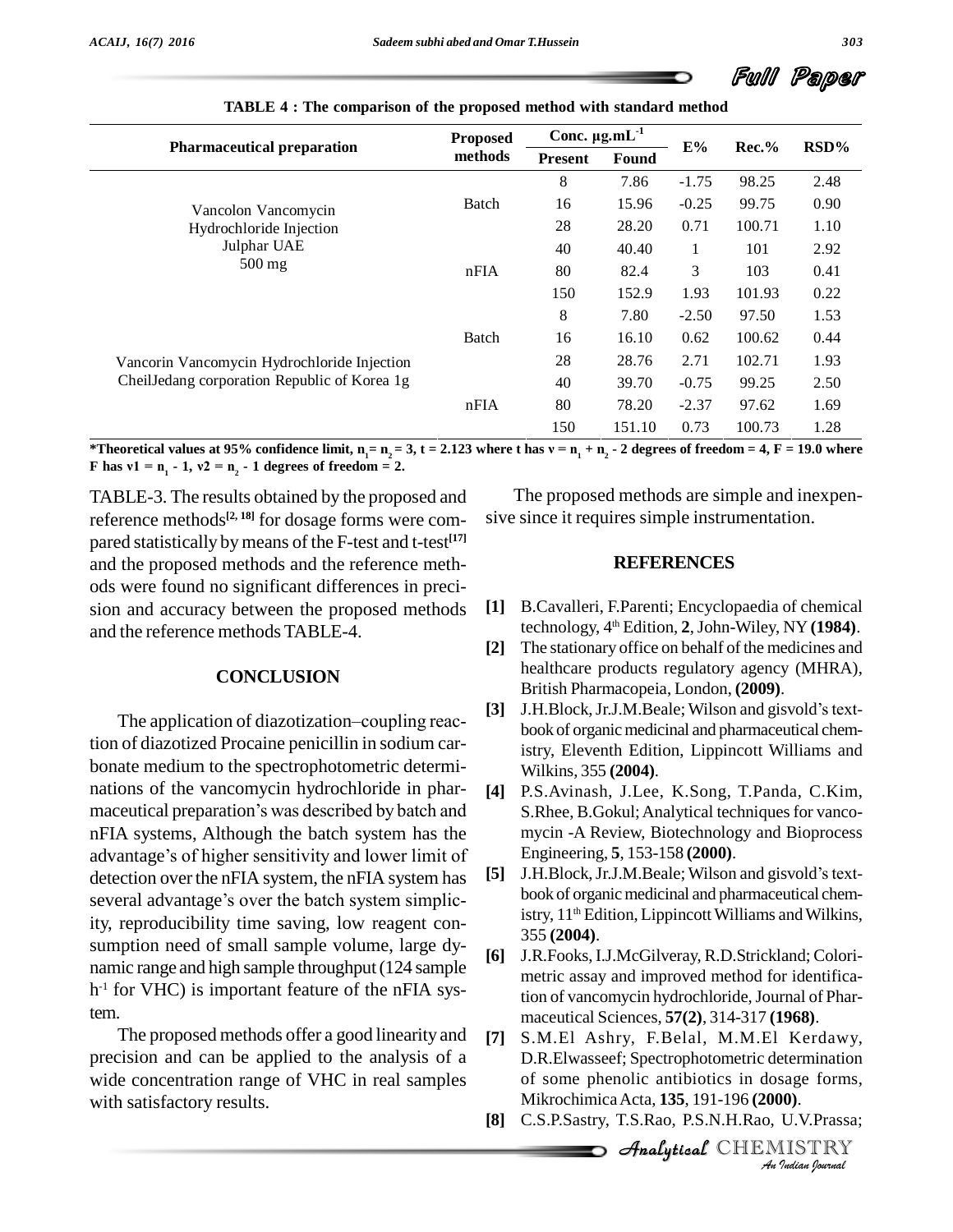**TABLE 4 : The comparison of the proposed method with standard method**

| Pharmaceutical preparation | Proposed methods | Conc. μg.mL$^{-1}$ | | E% | Rec.% | RSD% |
|---|---|---|---|---|---|---|
| | | Present | Found | | | |
| Vancolon Vancomycin Hydrochloride Injection Julphar UAE 500 mg | Batch | 8 | 7.86 | -1.75 | 98.25 | 2.48 |
| | | 16 | 15.96 | -0.25 | 99.75 | 0.90 |
| | | 28 | 28.20 | 0.71 | 100.71 | 1.10 |
| | nFIA | 40 | 40.40 | 1 | 101 | 2.92 |
| | | 80 | 82.4 | 3 | 103 | 0.41 |
| | | 150 | 152.9 | 1.93 | 101.93 | 0.22 |
| Vancorin Vancomycin Hydrochloride Injection CheilJedang corporation Republic of Korea 1g | Batch | 8 | 7.80 | -2.50 | 97.50 | 1.53 |
| | | 16 | 16.10 | 0.62 | 100.62 | 0.44 |
| | | 28 | 28.76 | 2.71 | 102.71 | 1.93 |
| | nFIA | 40 | 39.70 | -0.75 | 99.25 | 2.50 |
| | | 80 | 78.20 | -2.37 | 97.62 | 1.69 |
| | | 150 | 151.10 | 0.73 | 100.73 | 1.28 |

**\*Theoretical values at 95% confidence limit, $n_1 = n_2 = 3$, t = 2.123 where t has $v = n_1 + n_2 - 2$ degrees of freedom = 4, F = 19.0 where F has $v1 = n_1 - 1$, $v2 = n_2 - 1$ degrees of freedom = 2.**

TABLE-3. The results obtained by the proposed and reference methods[2, 18] for dosage forms were compared statistically by means of the F-test and t-test[17] and the proposed methods and the reference methods were found no significant differences in precision and accuracy between the proposed methods and the reference methods TABLE-4.

## CONCLUSION

The application of diazotization–coupling reaction of diazotized Procaine penicillin in sodium carbonate medium to the spectrophotometric determinations of the vancomycin hydrochloride in pharmaceutical preparation's was described by batch and nFIA systems, Although the batch system has the advantage's of higher sensitivity and lower limit of detection over the nFIA system, the nFIA system has several advantage's over the batch system simplicity, reproducibility time saving, low reagent consumption need of small sample volume, large dynamic range and high sample throughput (124 sample h$^{-1}$ for VHC) is important feature of the nFIA system.

The proposed methods offer a good linearity and precision and can be applied to the analysis of a wide concentration range of VHC in real samples with satisfactory results.

The proposed methods are simple and inexpensive since it requires simple instrumentation.

## REFERENCES

[1] B.Cavalleri, F.Parenti; Encyclopaedia of chemical technology, 4th Edition, **2**, John-Wiley, NY **(1984)**.

[2] The stationary office on behalf of the medicines and healthcare products regulatory agency (MHRA), British Pharmacopeia, London, **(2009)**.

[3] J.H.Block, Jr.J.M.Beale; Wilson and gisvold's textbook of organic medicinal and pharmaceutical chemistry, Eleventh Edition, Lippincott Williams and Wilkins, 355 **(2004)**.

[4] P.S.Avinash, J.Lee, K.Song, T.Panda, C.Kim, S.Rhee, B.Gokul; Analytical techniques for vancomycin -A Review, Biotechnology and Bioprocess Engineering, **5**, 153-158 **(2000)**.

[5] J.H.Block, Jr.J.M.Beale; Wilson and gisvold's textbook of organic medicinal and pharmaceutical chemistry, 11th Edition, Lippincott Williams and Wilkins, 355 **(2004)**.

[6] J.R.Fooks, I.J.McGilveray, R.D.Strickland; Colorimetric assay and improved method for identification of vancomycin hydrochloride, Journal of Pharmaceutical Sciences, **57(2)**, 314-317 **(1968)**.

[7] S.M.El Ashry, F.Belal, M.M.El Kerdawy, D.R.Elwasseef; Spectrophotometric determination of some phenolic antibiotics in dosage forms, Mikrochimica Acta, **135**, 191-196 **(2000)**.

[8] C.S.P.Sastry, T.S.Rao, P.S.N.H.Rao, U.V.Prassa;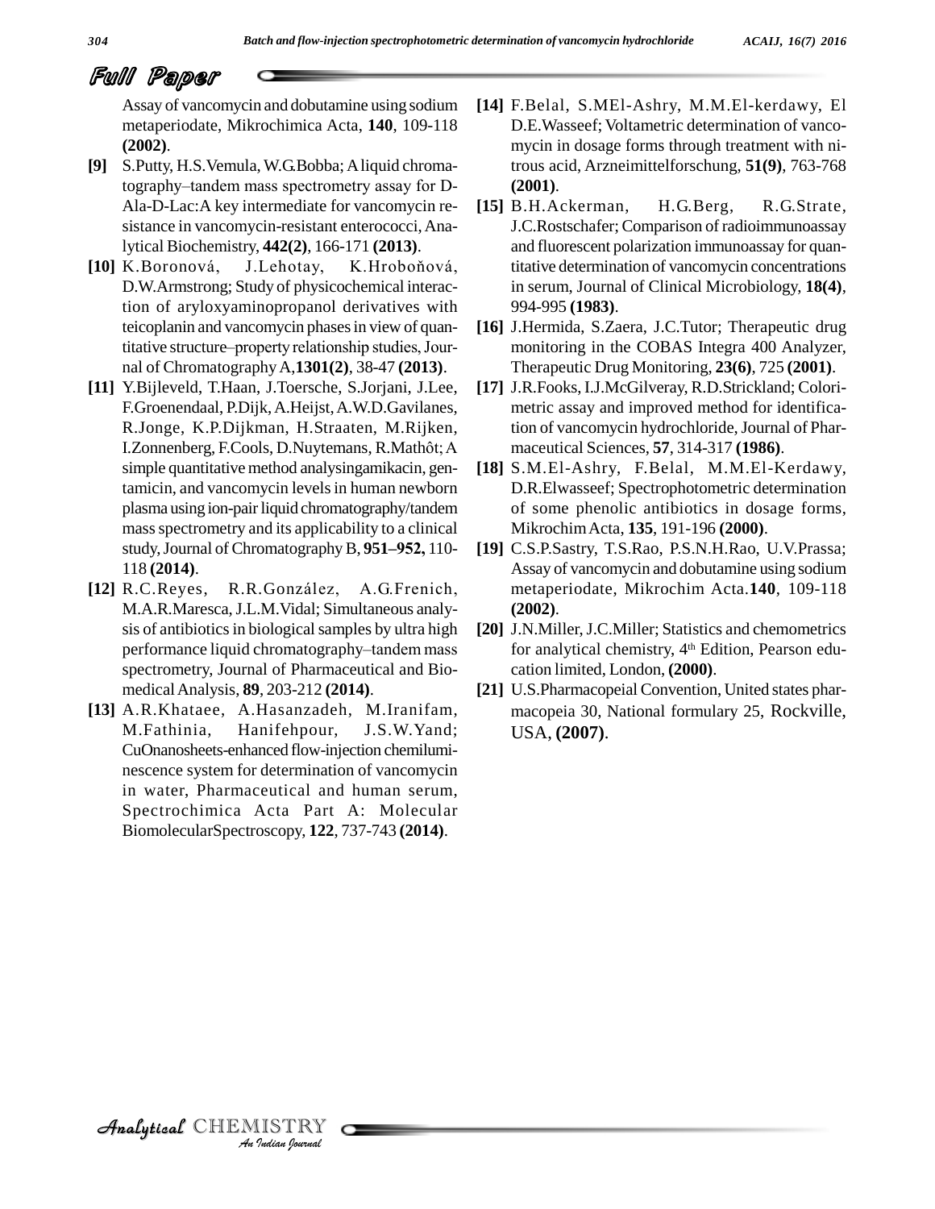Assay of vancomycin and dobutamine using sodium metaperiodate, Mikrochimica Acta, **140**, 109-118 **(2002)**.

**[9]** S.Putty, H.S.Vemula, W.G.Bobba; A liquid chromatography–tandem mass spectrometry assay for D-Ala-D-Lac: A key intermediate for vancomycin resistance in vancomycin-resistant enterococci, Analytical Biochemistry, **442(2)**, 166-171 **(2013)**.

**[10]** K.Boronová, J.Lehotay, K.Hroboňová, D.W.Armstrong; Study of physicochemical interaction of aryloxyaminopropanol derivatives with teicoplanin and vancomycin phases in view of quantitative structure–property relationship studies, Journal of Chromatography A, **1301(2)**, 38-47 **(2013)**.

**[11]** Y.Bijleveld, T.Haan, J.Toersche, S.Jorjani, J.Lee, F.Groenendaal, P.Dijk, A.Heijst, A.W.D.Gavilanes, R.Jonge, K.P.Dijkman, H.Straaten, M.Rijken, I.Zonnenberg, F.Cools, D.Nuytemans, R.Mathôt; A simple quantitative method analysingamikacin, gentamicin, and vancomycin levels in human newborn plasma using ion-pair liquid chromatography/tandem mass spectrometry and its applicability to a clinical study, Journal of Chromatography B, **951–952,** 110-118 **(2014)**.

**[12]** R.C.Reyes, R.R.González, A.G.Frenich, M.A.R.Maresca, J.L.M.Vidal; Simultaneous analysis of antibiotics in biological samples by ultra high performance liquid chromatography–tandem mass spectrometry, Journal of Pharmaceutical and Biomedical Analysis, **89**, 203-212 **(2014)**.

**[13]** A.R.Khataee, A.Hasanzadeh, M.Iranifam, M.Fathinia, Hanifehpour, J.S.W.Yand; CuOnanosheets-enhanced flow-injection chemiluminescence system for determination of vancomycin in water, Pharmaceutical and human serum, Spectrochimica Acta Part A: Molecular BiomolecularSpectroscopy, **122**, 737-743 **(2014)**.

**[14]** F.Belal, S.MEl-Ashry, M.M.El-kerdawy, El D.E.Wasseef; Voltametric determination of vancomycin in dosage forms through treatment with nitrous acid, Arzneimittelforschung, **51(9)**, 763-768 **(2001)**.

**[15]** B.H.Ackerman, H.G.Berg, R.G.Strate, J.C.Rostschafer; Comparison of radioimmunoassay and fluorescent polarization immunoassay for quantitative determination of vancomycin concentrations in serum, Journal of Clinical Microbiology, **18(4)**, 994-995 **(1983)**.

**[16]** J.Hermida, S.Zaera, J.C.Tutor; Therapeutic drug monitoring in the COBAS Integra 400 Analyzer, Therapeutic Drug Monitoring, **23(6)**, 725 **(2001)**.

**[17]** J.R.Fooks, I.J.McGilveray, R.D.Strickland; Colorimetric assay and improved method for identification of vancomycin hydrochloride, Journal of Pharmaceutical Sciences, **57**, 314-317 **(1986)**.

**[18]** S.M.El-Ashry, F.Belal, M.M.El-Kerdawy, D.R.Elwasseef; Spectrophotometric determination of some phenolic antibiotics in dosage forms, Mikrochim Acta, **135**, 191-196 **(2000)**.

**[19]** C.S.P.Sastry, T.S.Rao, P.S.N.H.Rao, U.V.Prassa; Assay of vancomycin and dobutamine using sodium metaperiodate, Mikrochim Acta. **140**, 109-118 **(2002)**.

**[20]** J.N.Miller, J.C.Miller; Statistics and chemometrics for analytical chemistry, 4th Edition, Pearson education limited, London, **(2000)**.

**[21]** U.S.Pharmacopeial Convention, United states pharmacopeia 30, National formulary 25, Rockville, USA, **(2007)**.